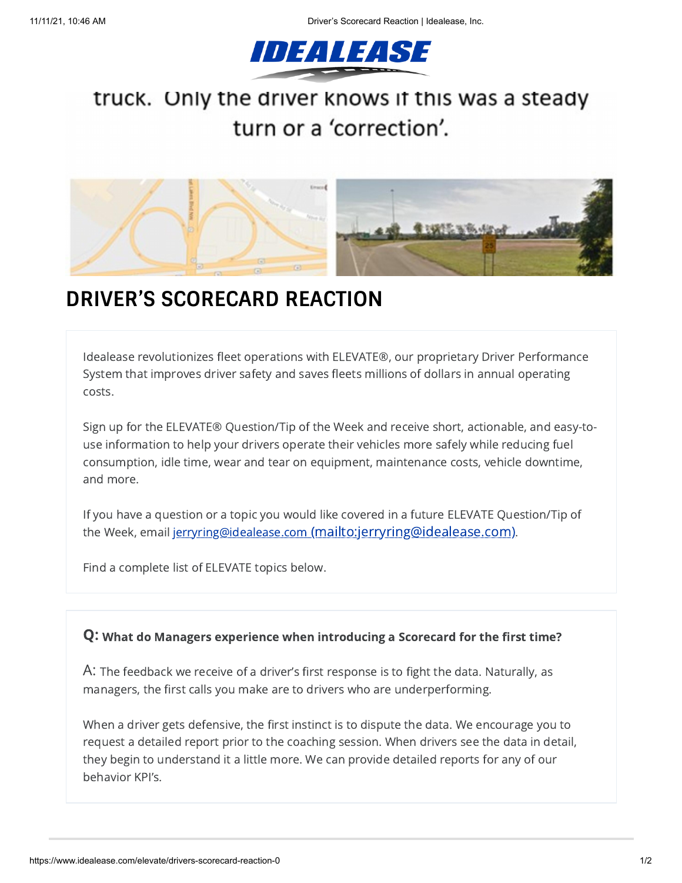truck. Only the driver knows if this was a steady turn or a 'correction'.

# DRIVER'S SCORECARD REACTION

Idealease revolutionizes fleet operations with ELEVATE®, our proprietary Driver Performance System that improves driver safety and saves fleets millions of dollars in annual operating costs.

Sign up for the ELEVATE® Question/Tip of the Week and receive short, actionable, and easy-to-use information to help your drivers operate their vehicles more safely while reducing fuel consumption, idle time, wear and tear on equipment, maintenance costs, vehicle downtime, and more.

If you have a question or a topic you would like covered in a future ELEVATE Question/Tip of the Week, email jerryring@idealease.com (mailto:jerryring@idealease.com).

Find a complete list of ELEVATE topics below.

**Q: What do Managers experience when introducing a Scorecard for the first time?**

A: The feedback we receive of a driver's first response is to fight the data. Naturally, as managers, the first calls you make are to drivers who are underperforming.

When a driver gets defensive, the first instinct is to dispute the data. We encourage you to request a detailed report prior to the coaching session. When drivers see the data in detail, they begin to understand it a little more. We can provide detailed reports for any of our behavior KPI's.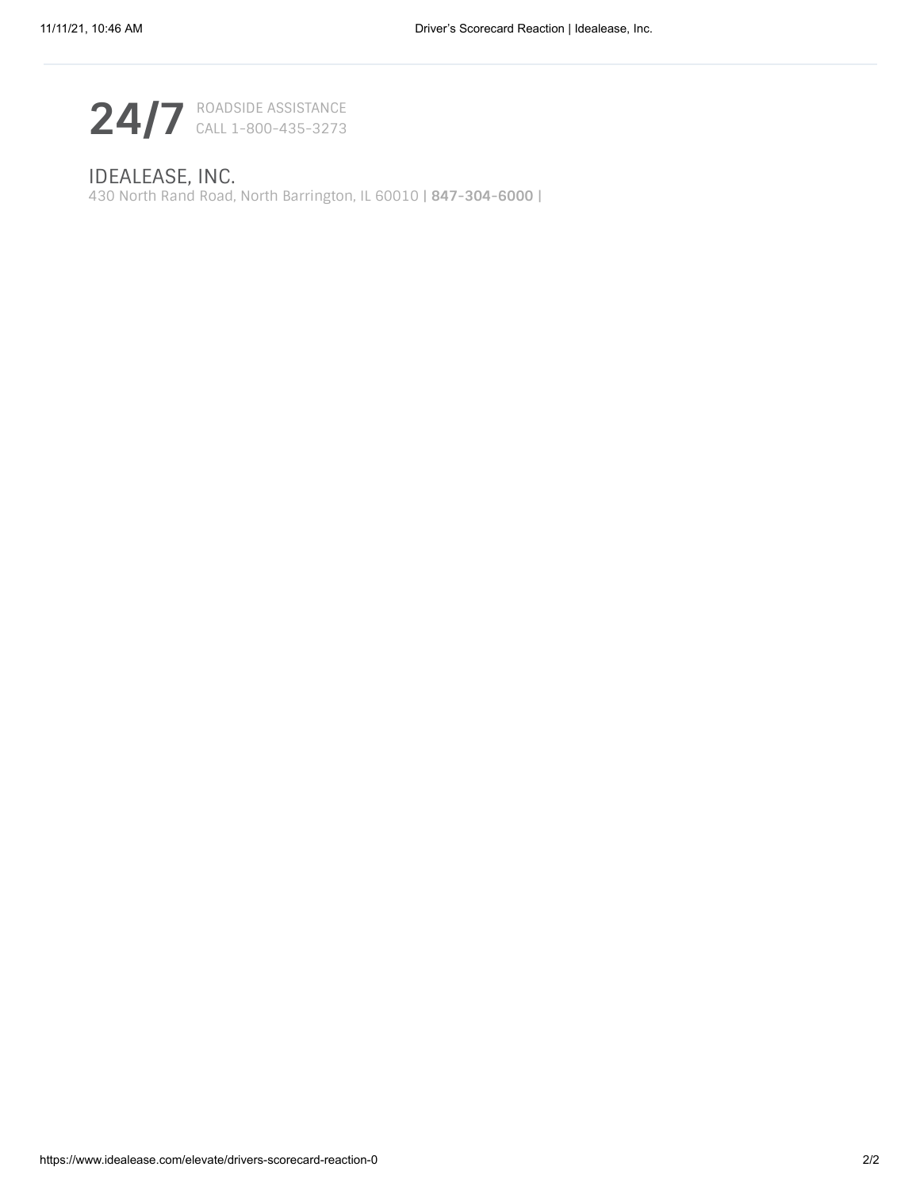**24/7** ROADSIDE ASSISTANCE
CALL 1-800-435-3273

IDEALEASE, INC.
430 North Rand Road, North Barrington, IL 60010 | **847-304-6000** |